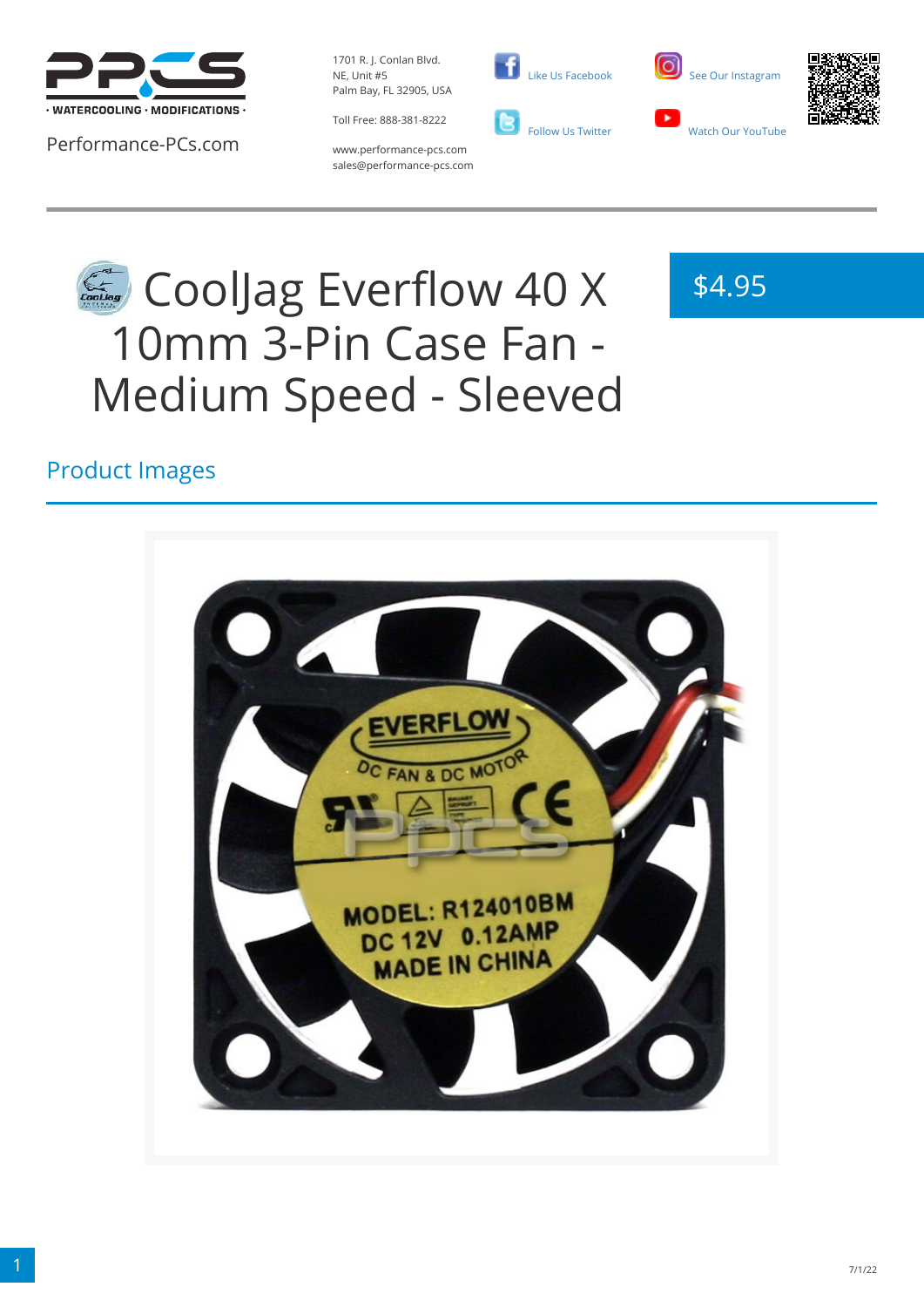PPCS · WATERCOOLING · MODIFICATIONS ·

Performance-PCs.com

1701 R. J. Conlan Blvd.
NE, Unit #5
Palm Bay, FL 32905, USA

Toll Free: 888-381-8222

www.performance-pcs.com
sales@performance-pcs.com

Like Us Facebook

Follow Us Twitter

See Our Instagram

Watch Our YouTube

# CoolJag Everflow 40 X 10mm 3-Pin Case Fan - Medium Speed - Sleeved

$4.95

## Product Images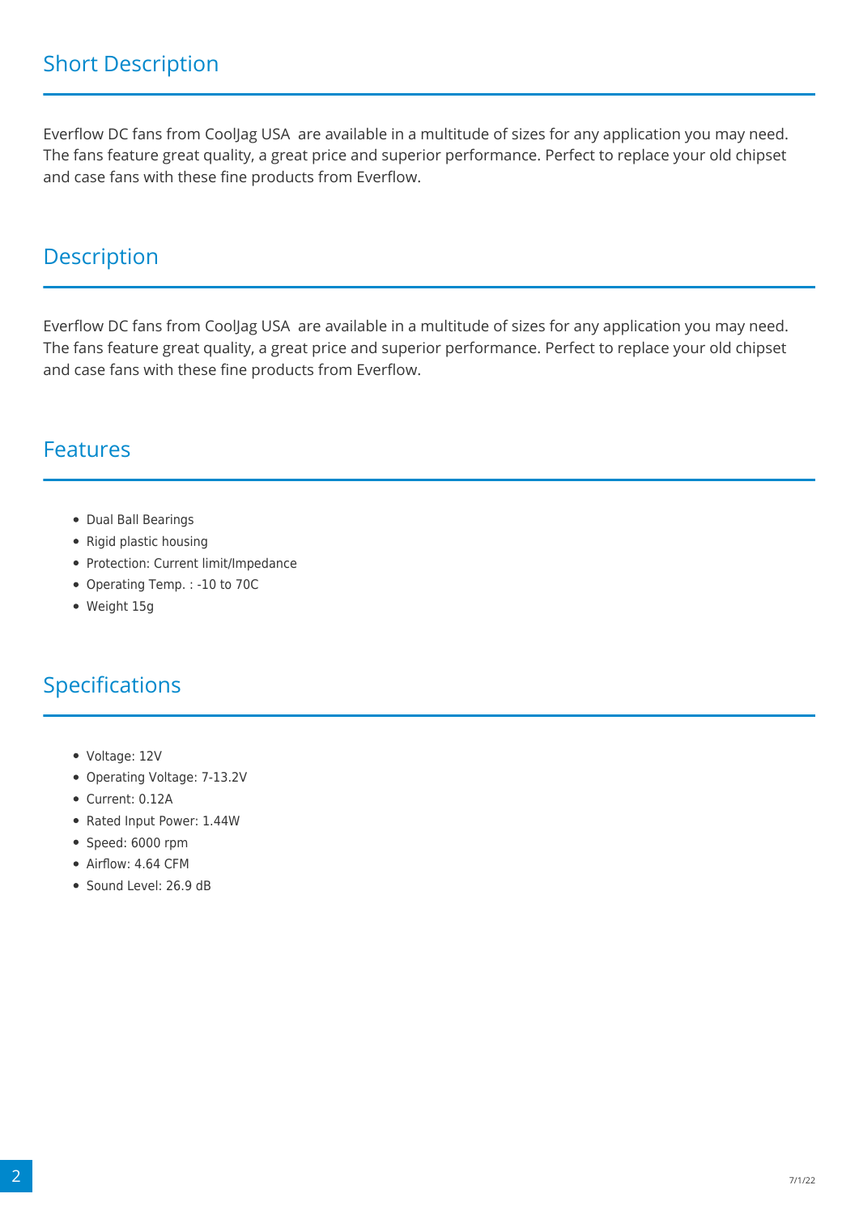## Short Description

Everflow DC fans from CoolJag USA are available in a multitude of sizes for any application you may need. The fans feature great quality, a great price and superior performance. Perfect to replace your old chipset and case fans with these fine products from Everflow.

## Description

Everflow DC fans from CoolJag USA are available in a multitude of sizes for any application you may need. The fans feature great quality, a great price and superior performance. Perfect to replace your old chipset and case fans with these fine products from Everflow.

## Features

- Dual Ball Bearings
- Rigid plastic housing
- Protection: Current limit/Impedance
- Operating Temp. : -10 to 70C
- Weight 15g

## Specifications

- Voltage: 12V
- Operating Voltage: 7-13.2V
- Current: 0.12A
- Rated Input Power: 1.44W
- Speed: 6000 rpm
- Airflow: 4.64 CFM
- Sound Level: 26.9 dB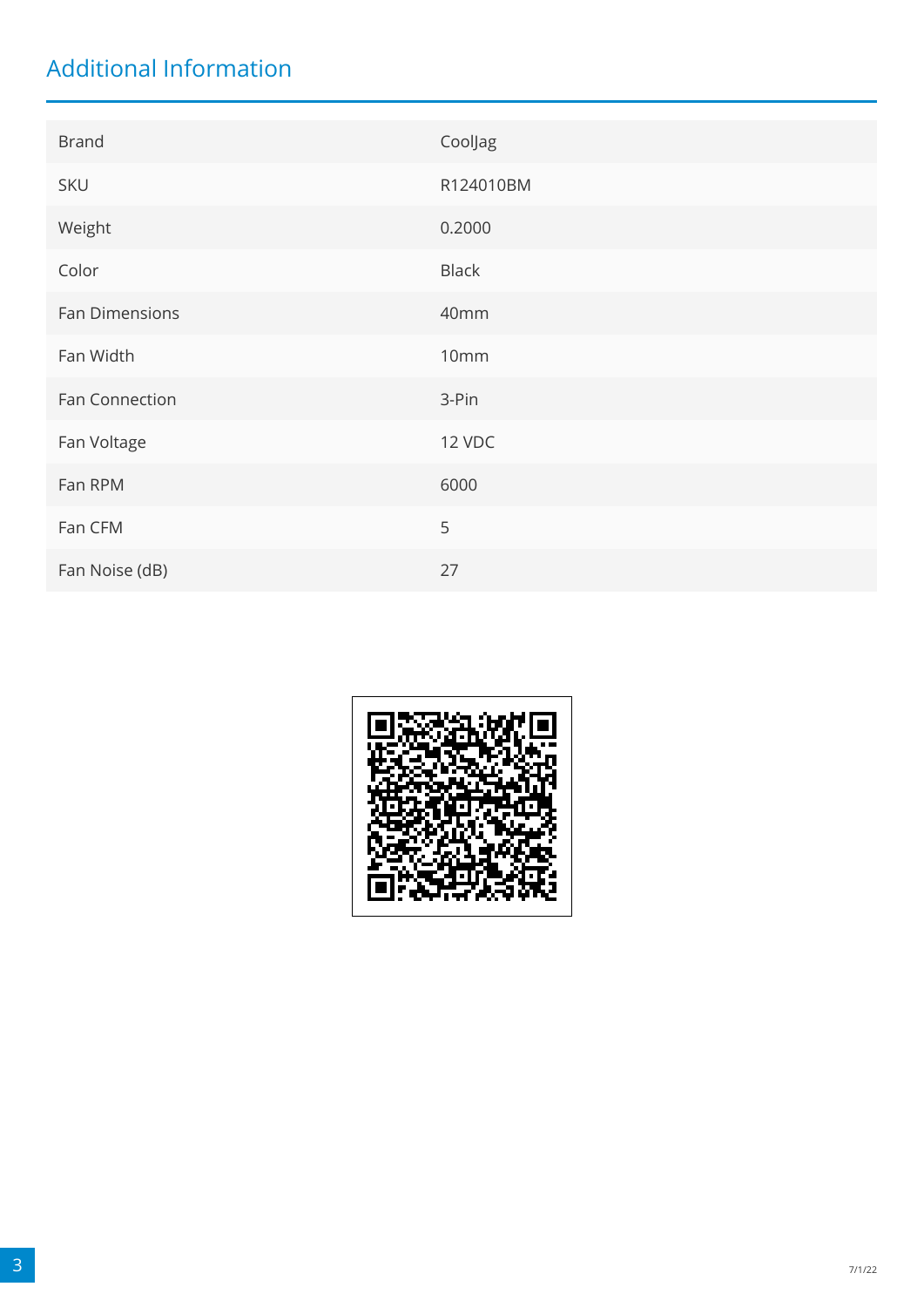## Additional Information

| | |
|---|---|
| Brand | CoolJag |
| SKU | R124010BM |
| Weight | 0.2000 |
| Color | Black |
| Fan Dimensions | 40mm |
| Fan Width | 10mm |
| Fan Connection | 3-Pin |
| Fan Voltage | 12 VDC |
| Fan RPM | 6000 |
| Fan CFM | 5 |
| Fan Noise (dB) | 27 |